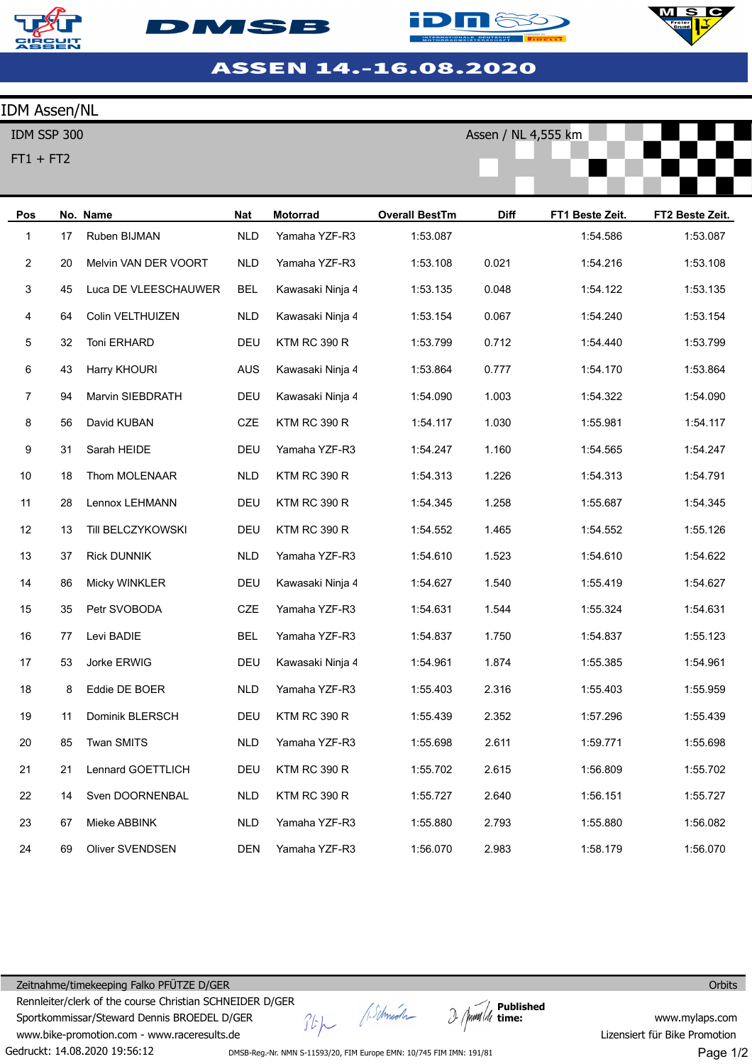# ASSEN 14.-16.08.2020

## IDM Assen/NL

IDM SSP 300

FT1 + FT2

Assen / NL 4,555 km

| Pos | No. | Name | Nat | Motorrad | Overall BestTm | Diff | FT1 Beste Zeit. | FT2 Beste Zeit. |
|---|---|---|---|---|---|---|---|---|
| 1 | 17 | Ruben BIJMAN | NLD | Yamaha YZF-R3 | 1:53.087 | | 1:54.586 | 1:53.087 |
| 2 | 20 | Melvin VAN DER VOORT | NLD | Yamaha YZF-R3 | 1:53.108 | 0.021 | 1:54.216 | 1:53.108 |
| 3 | 45 | Luca DE VLEESCHAUWER | BEL | Kawasaki Ninja 4 | 1:53.135 | 0.048 | 1:54.122 | 1:53.135 |
| 4 | 64 | Colin VELTHUIZEN | NLD | Kawasaki Ninja 4 | 1:53.154 | 0.067 | 1:54.240 | 1:53.154 |
| 5 | 32 | Toni ERHARD | DEU | KTM RC 390 R | 1:53.799 | 0.712 | 1:54.440 | 1:53.799 |
| 6 | 43 | Harry KHOURI | AUS | Kawasaki Ninja 4 | 1:53.864 | 0.777 | 1:54.170 | 1:53.864 |
| 7 | 94 | Marvin SIEBDRATH | DEU | Kawasaki Ninja 4 | 1:54.090 | 1.003 | 1:54.322 | 1:54.090 |
| 8 | 56 | David KUBAN | CZE | KTM RC 390 R | 1:54.117 | 1.030 | 1:55.981 | 1:54.117 |
| 9 | 31 | Sarah HEIDE | DEU | Yamaha YZF-R3 | 1:54.247 | 1.160 | 1:54.565 | 1:54.247 |
| 10 | 18 | Thom MOLENAAR | NLD | KTM RC 390 R | 1:54.313 | 1.226 | 1:54.313 | 1:54.791 |
| 11 | 28 | Lennox LEHMANN | DEU | KTM RC 390 R | 1:54.345 | 1.258 | 1:55.687 | 1:54.345 |
| 12 | 13 | Till BELCZYKOWSKI | DEU | KTM RC 390 R | 1:54.552 | 1.465 | 1:54.552 | 1:55.126 |
| 13 | 37 | Rick DUNNIK | NLD | Yamaha YZF-R3 | 1:54.610 | 1.523 | 1:54.610 | 1:54.622 |
| 14 | 86 | Micky WINKLER | DEU | Kawasaki Ninja 4 | 1:54.627 | 1.540 | 1:55.419 | 1:54.627 |
| 15 | 35 | Petr SVOBODA | CZE | Yamaha YZF-R3 | 1:54.631 | 1.544 | 1:55.324 | 1:54.631 |
| 16 | 77 | Levi BADIE | BEL | Yamaha YZF-R3 | 1:54.837 | 1.750 | 1:54.837 | 1:55.123 |
| 17 | 53 | Jorke ERWIG | DEU | Kawasaki Ninja 4 | 1:54.961 | 1.874 | 1:55.385 | 1:54.961 |
| 18 | 8 | Eddie DE BOER | NLD | Yamaha YZF-R3 | 1:55.403 | 2.316 | 1:55.403 | 1:55.959 |
| 19 | 11 | Dominik BLERSCH | DEU | KTM RC 390 R | 1:55.439 | 2.352 | 1:57.296 | 1:55.439 |
| 20 | 85 | Twan SMITS | NLD | Yamaha YZF-R3 | 1:55.698 | 2.611 | 1:59.771 | 1:55.698 |
| 21 | 21 | Lennard GOETTLICH | DEU | KTM RC 390 R | 1:55.702 | 2.615 | 1:56.809 | 1:55.702 |
| 22 | 14 | Sven DOORNENBAL | NLD | KTM RC 390 R | 1:55.727 | 2.640 | 1:56.151 | 1:55.727 |
| 23 | 67 | Mieke ABBINK | NLD | Yamaha YZF-R3 | 1:55.880 | 2.793 | 1:55.880 | 1:56.082 |
| 24 | 69 | Oliver SVENDSEN | DEN | Yamaha YZF-R3 | 1:56.070 | 2.983 | 1:58.179 | 1:56.070 |

Zeitnahme/timekeeping Falko PFÜTZE D/GER

Rennleiter/clerk of the course Christian SCHNEIDER D/GER

Sportkommissar/Steward Dennis BROEDEL D/GER

www.bike-promotion.com - www.raceresults.de

Published time:

Orbits

www.mylaps.com

Lizensiert für Bike Promotion

Gedruckt: 14.08.2020 19:56:12

DMSB-Reg.-Nr. NMN S-11593/20, FIM Europe EMN: 10/745 FIM IMN: 191/81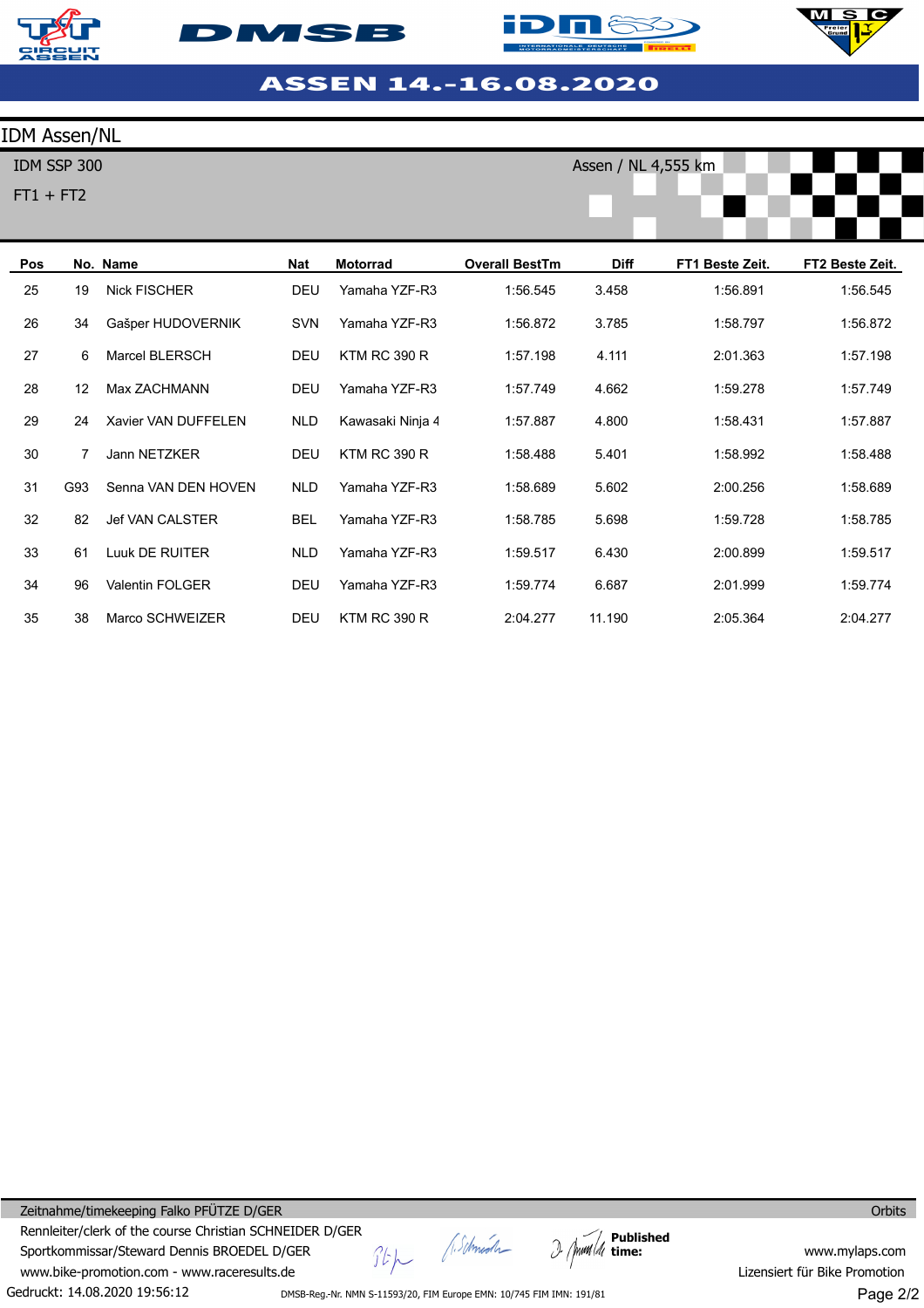ASSEN 14.-16.08.2020

## IDM Assen/NL

IDM SSP 300

FT1 + FT2

Assen / NL 4,555 km

| Pos | No. | Name | Nat | Motorrad | Overall BestTm | Diff | FT1 Beste Zeit. | FT2 Beste Zeit. |
|---|---|---|---|---|---|---|---|---|
| 25 | 19 | Nick FISCHER | DEU | Yamaha YZF-R3 | 1:56.545 | 3.458 | 1:56.891 | 1:56.545 |
| 26 | 34 | Gašper HUDOVERNIK | SVN | Yamaha YZF-R3 | 1:56.872 | 3.785 | 1:58.797 | 1:56.872 |
| 27 | 6 | Marcel BLERSCH | DEU | KTM RC 390 R | 1:57.198 | 4.111 | 2:01.363 | 1:57.198 |
| 28 | 12 | Max ZACHMANN | DEU | Yamaha YZF-R3 | 1:57.749 | 4.662 | 1:59.278 | 1:57.749 |
| 29 | 24 | Xavier VAN DUFFELEN | NLD | Kawasaki Ninja 4 | 1:57.887 | 4.800 | 1:58.431 | 1:57.887 |
| 30 | 7 | Jann NETZKER | DEU | KTM RC 390 R | 1:58.488 | 5.401 | 1:58.992 | 1:58.488 |
| 31 | G93 | Senna VAN DEN HOVEN | NLD | Yamaha YZF-R3 | 1:58.689 | 5.602 | 2:00.256 | 1:58.689 |
| 32 | 82 | Jef VAN CALSTER | BEL | Yamaha YZF-R3 | 1:58.785 | 5.698 | 1:59.728 | 1:58.785 |
| 33 | 61 | Luuk DE RUITER | NLD | Yamaha YZF-R3 | 1:59.517 | 6.430 | 2:00.899 | 1:59.517 |
| 34 | 96 | Valentin FOLGER | DEU | Yamaha YZF-R3 | 1:59.774 | 6.687 | 2:01.999 | 1:59.774 |
| 35 | 38 | Marco SCHWEIZER | DEU | KTM RC 390 R | 2:04.277 | 11.190 | 2:05.364 | 2:04.277 |

Zeitnahme/timekeeping Falko PFÜTZE D/GER

Rennleiter/clerk of the course Christian SCHNEIDER D/GER

Sportkommissar/Steward Dennis BROEDEL D/GER

www.bike-promotion.com - www.raceresults.de

Gedruckt: 14.08.2020 19:56:12

Published time:

DMSB-Reg.-Nr. NMN S-11593/20, FIM Europe EMN: 10/745 FIM IMN: 191/81

Orbits

www.mylaps.com

Lizensiert für Bike Promotion